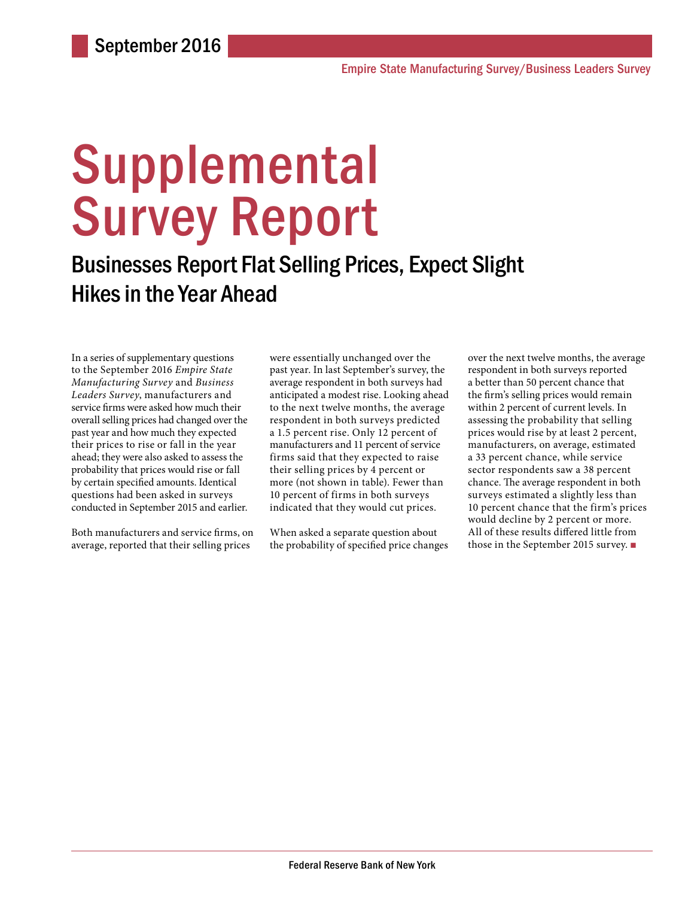September 2016

Empire State Manufacturing Survey/Business Leaders Survey

# Supplemental Survey Report

## Businesses Report Flat Selling Prices, Expect Slight Hikes in the Year Ahead

In a series of supplementary questions to the September 2016 *Empire State Manufacturing Survey* and *Business Leaders Survey*, manufacturers and service firms were asked how much their overall selling prices had changed over the past year and how much they expected their prices to rise or fall in the year ahead; they were also asked to assess the probability that prices would rise or fall by certain specified amounts. Identical questions had been asked in surveys conducted in September 2015 and earlier.

Both manufacturers and service firms, on average, reported that their selling prices were essentially unchanged over the past year. In last September's survey, the average respondent in both surveys had anticipated a modest rise. Looking ahead to the next twelve months, the average respondent in both surveys predicted a 1.5 percent rise. Only 12 percent of manufacturers and 11 percent of service firms said that they expected to raise their selling prices by 4 percent or more (not shown in table). Fewer than 10 percent of firms in both surveys indicated that they would cut prices.

When asked a separate question about the probability of specified price changes over the next twelve months, the average respondent in both surveys reported a better than 50 percent chance that the firm's selling prices would remain within 2 percent of current levels. In assessing the probability that selling prices would rise by at least 2 percent, manufacturers, on average, estimated a 33 percent chance, while service sector respondents saw a 38 percent chance. The average respondent in both surveys estimated a slightly less than 10 percent chance that the firm's prices would decline by 2 percent or more. All of these results differed little from those in the September 2015 survey. ■

Federal Reserve Bank of New York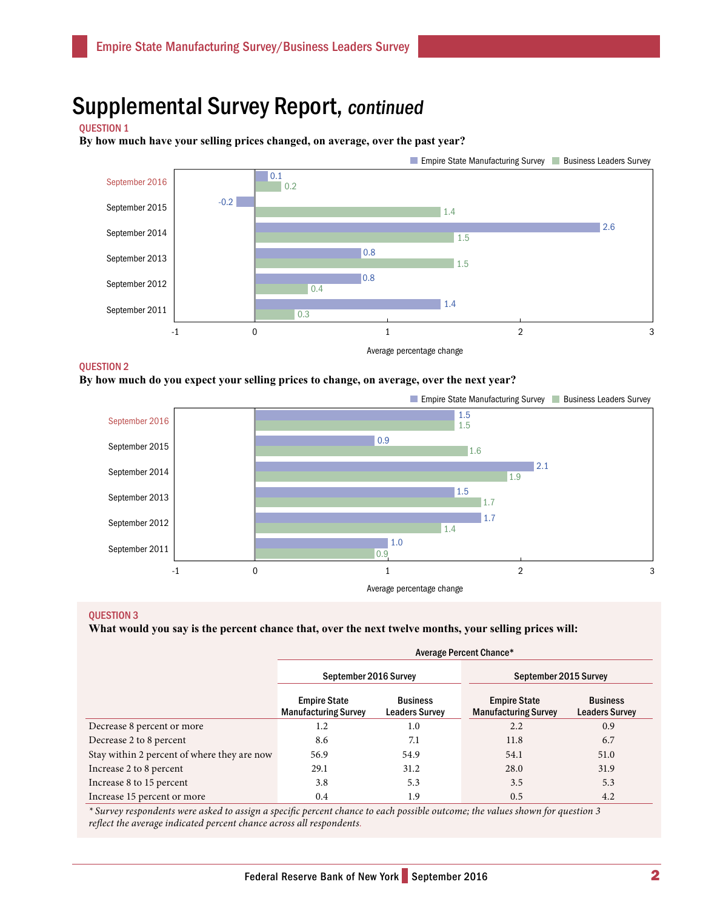# Supplemental Survey Report, *continued*

QUESTION 1

**By how much have your selling prices changed, on average, over the past year?**

Empire State Manufacturing Survey
Business Leaders Survey

September 2016
0.1
0.2
September 2015
-0.2
1.4
September 2014
2.6
1.5
September 2013
0.8
1.5
September 2012
0.8
0.4
September 2011
1.4
0.3

-1
0
1
2
3

Average percentage change

QUESTION 2

**By how much do you expect your selling prices to change, on average, over the next year?**

Empire State Manufacturing Survey
Business Leaders Survey

September 2016
1.5
1.5
September 2015
0.9
1.6
September 2014
2.1
1.9
September 2013
1.5
1.7
September 2012
1.7
1.4
September 2011
1.0
0.9

-1
0
1
2
3

Average percentage change

QUESTION 3

**What would you say is the percent chance that, over the next twelve months, your selling prices will:**

| | Average Percent Chance* | | | |
|---|---|---|---|---|
| | September 2016 Survey | | September 2015 Survey | |
| | Empire State Manufacturing Survey | Business Leaders Survey | Empire State Manufacturing Survey | Business Leaders Survey |
| Decrease 8 percent or more | 1.2 | 1.0 | 2.2 | 0.9 |
| Decrease 2 to 8 percent | 8.6 | 7.1 | 11.8 | 6.7 |
| Stay within 2 percent of where they are now | 56.9 | 54.9 | 54.1 | 51.0 |
| Increase 2 to 8 percent | 29.1 | 31.2 | 28.0 | 31.9 |
| Increase 8 to 15 percent | 3.8 | 5.3 | 3.5 | 5.3 |
| Increase 15 percent or more | 0.4 | 1.9 | 0.5 | 4.2 |

*\* Survey respondents were asked to assign a specific percent chance to each possible outcome; the values shown for question 3 reflect the average indicated percent chance across all respondents.*